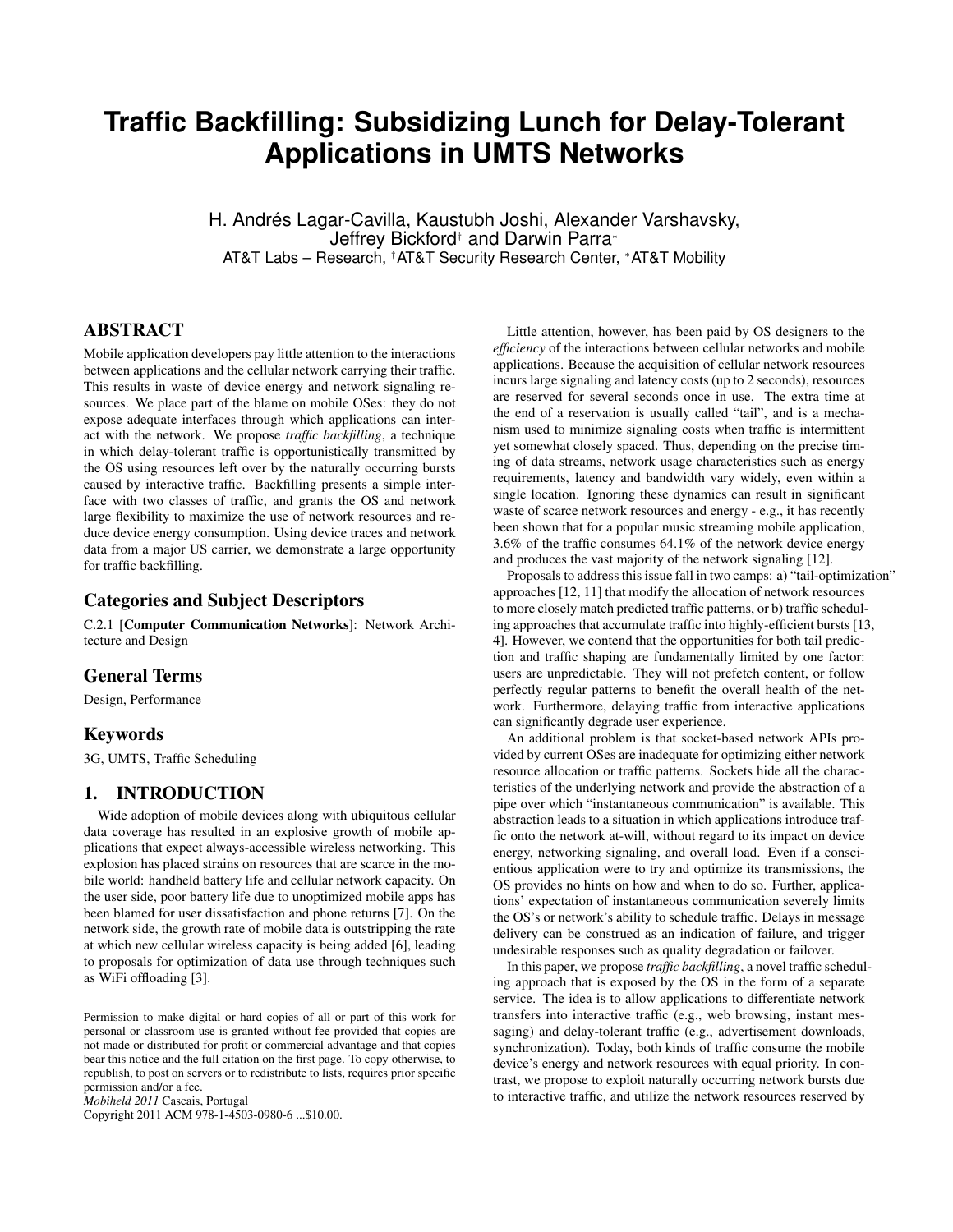# Traffic Backfilling: Subsidizing Lunch for Delay-Tolerant Applications in UMTS Networks

H. Andrés Lagar-Cavilla, Kaustubh Joshi, Alexander Varshavsky, Jeffrey Bickford[†] and Darwin Parra[*]

AT&T Labs – Research, [†]AT&T Security Research Center, [*]AT&T Mobility

## ABSTRACT

Mobile application developers pay little attention to the interactions between applications and the cellular network carrying their traffic. This results in waste of device energy and network signaling resources. We place part of the blame on mobile OSes: they do not expose adequate interfaces through which applications can interact with the network. We propose *traffic backfilling*, a technique in which delay-tolerant traffic is opportunistically transmitted by the OS using resources left over by the naturally occurring bursts caused by interactive traffic. Backfilling presents a simple interface with two classes of traffic, and grants the OS and network large flexibility to maximize the use of network resources and reduce device energy consumption. Using device traces and network data from a major US carrier, we demonstrate a large opportunity for traffic backfilling.

## Categories and Subject Descriptors

C.2.1 [**Computer Communication Networks**]: Network Architecture and Design

## General Terms

Design, Performance

## Keywords

3G, UMTS, Traffic Scheduling

## 1. INTRODUCTION

Wide adoption of mobile devices along with ubiquitous cellular data coverage has resulted in an explosive growth of mobile applications that expect always-accessible wireless networking. This explosion has placed strains on resources that are scarce in the mobile world: handheld battery life and cellular network capacity. On the user side, poor battery life due to unoptimized mobile apps has been blamed for user dissatisfaction and phone returns [7]. On the network side, the growth rate of mobile data is outstripping the rate at which new cellular wireless capacity is being added [6], leading to proposals for optimization of data use through techniques such as WiFi offloading [3].

Permission to make digital or hard copies of all or part of this work for personal or classroom use is granted without fee provided that copies are not made or distributed for profit or commercial advantage and that copies bear this notice and the full citation on the first page. To copy otherwise, to republish, to post on servers or to redistribute to lists, requires prior specific permission and/or a fee.
*Mobiheld 2011* Cascais, Portugal
Copyright 2011 ACM 978-1-4503-0980-6 ...$10.00.

Little attention, however, has been paid by OS designers to the *efficiency* of the interactions between cellular networks and mobile applications. Because the acquisition of cellular network resources incurs large signaling and latency costs (up to 2 seconds), resources are reserved for several seconds once in use. The extra time at the end of a reservation is usually called "tail", and is a mechanism used to minimize signaling costs when traffic is intermittent yet somewhat closely spaced. Thus, depending on the precise timing of data streams, network usage characteristics such as energy requirements, latency and bandwidth vary widely, even within a single location. Ignoring these dynamics can result in significant waste of scarce network resources and energy - e.g., it has recently been shown that for a popular music streaming mobile application, 3.6% of the traffic consumes 64.1% of the network device energy and produces the vast majority of the network signaling [12].

Proposals to address this issue fall in two camps: a) "tail-optimization" approaches [12, 11] that modify the allocation of network resources to more closely match predicted traffic patterns, or b) traffic scheduling approaches that accumulate traffic into highly-efficient bursts [13, 4]. However, we contend that the opportunities for both tail prediction and traffic shaping are fundamentally limited by one factor: users are unpredictable. They will not prefetch content, or follow perfectly regular patterns to benefit the overall health of the network. Furthermore, delaying traffic from interactive applications can significantly degrade user experience.

An additional problem is that socket-based network APIs provided by current OSes are inadequate for optimizing either network resource allocation or traffic patterns. Sockets hide all the characteristics of the underlying network and provide the abstraction of a pipe over which "instantaneous communication" is available. This abstraction leads to a situation in which applications introduce traffic onto the network at-will, without regard to its impact on device energy, networking signaling, and overall load. Even if a conscientious application were to try and optimize its transmissions, the OS provides no hints on how and when to do so. Further, applications' expectation of instantaneous communication severely limits the OS's or network's ability to schedule traffic. Delays in message delivery can be construed as an indication of failure, and trigger undesirable responses such as quality degradation or failover.

In this paper, we propose *traffic backfilling*, a novel traffic scheduling approach that is exposed by the OS in the form of a separate service. The idea is to allow applications to differentiate network transfers into interactive traffic (e.g., web browsing, instant messaging) and delay-tolerant traffic (e.g., advertisement downloads, synchronization). Today, both kinds of traffic consume the mobile device's energy and network resources with equal priority. In contrast, we propose to exploit naturally occurring network bursts due to interactive traffic, and utilize the network resources reserved by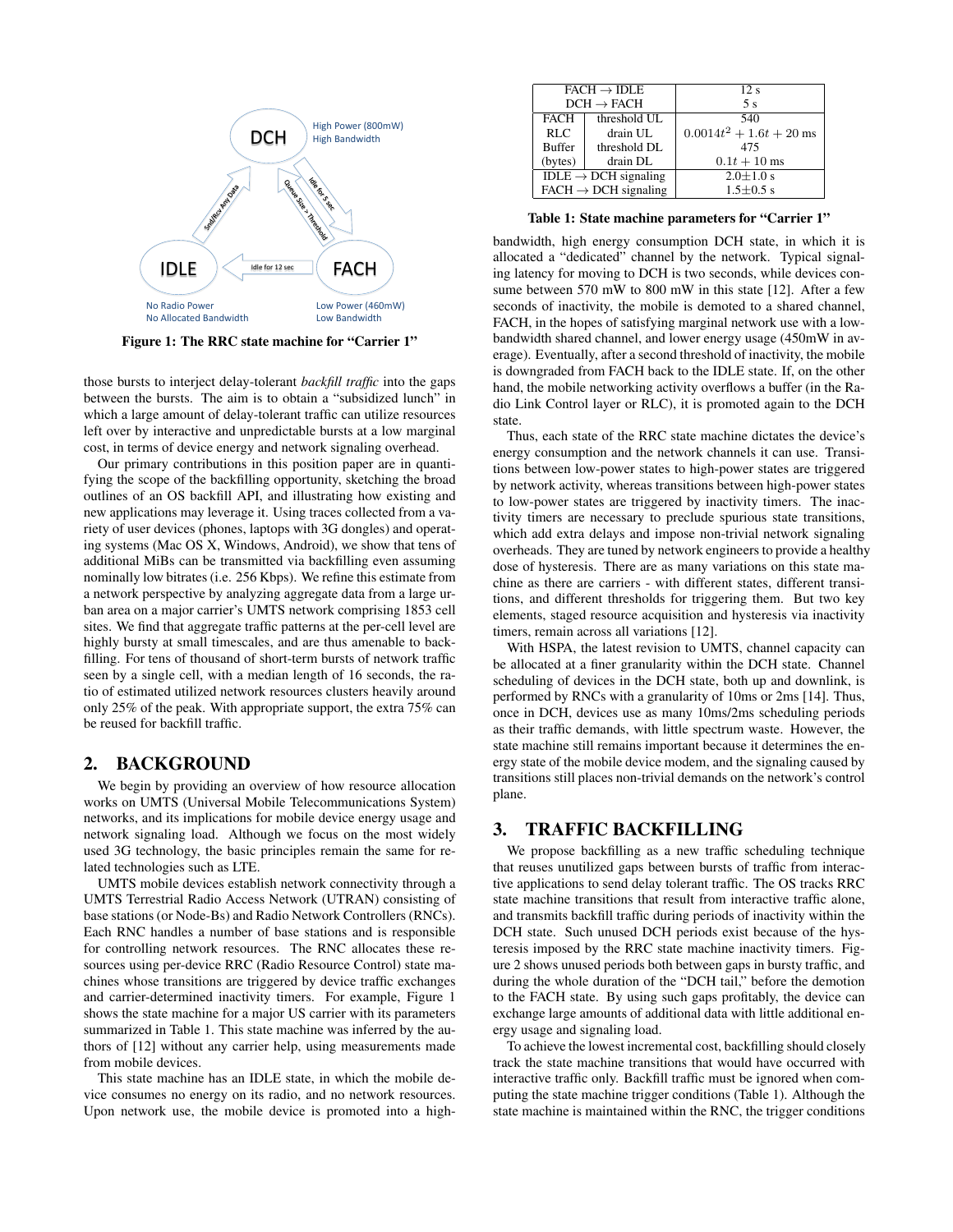Figure 1: The RRC state machine for "Carrier 1"

those bursts to interject delay-tolerant *backfill traffic* into the gaps between the bursts. The aim is to obtain a "subsidized lunch" in which a large amount of delay-tolerant traffic can utilize resources left over by interactive and unpredictable bursts at a low marginal cost, in terms of device energy and network signaling overhead.

Our primary contributions in this position paper are in quantifying the scope of the backfilling opportunity, sketching the broad outlines of an OS backfill API, and illustrating how existing and new applications may leverage it. Using traces collected from a variety of user devices (phones, laptops with 3G dongles) and operating systems (Mac OS X, Windows, Android), we show that tens of additional MiBs can be transmitted via backfilling even assuming nominally low bitrates (i.e. 256 Kbps). We refine this estimate from a network perspective by analyzing aggregate data from a large urban area on a major carrier's UMTS network comprising 1853 cell sites. We find that aggregate traffic patterns at the per-cell level are highly bursty at small timescales, and are thus amenable to backfilling. For tens of thousand of short-term bursts of network traffic seen by a single cell, with a median length of 16 seconds, the ratio of estimated utilized network resources clusters heavily around only 25% of the peak. With appropriate support, the extra 75% can be reused for backfill traffic.

## 2. BACKGROUND

We begin by providing an overview of how resource allocation works on UMTS (Universal Mobile Telecommunications System) networks, and its implications for mobile device energy usage and network signaling load. Although we focus on the most widely used 3G technology, the basic principles remain the same for related technologies such as LTE.

UMTS mobile devices establish network connectivity through a UMTS Terrestrial Radio Access Network (UTRAN) consisting of base stations (or Node-Bs) and Radio Network Controllers (RNCs). Each RNC handles a number of base stations and is responsible for controlling network resources. The RNC allocates these resources using per-device RRC (Radio Resource Control) state machines whose transitions are triggered by device traffic exchanges and carrier-determined inactivity timers. For example, Figure 1 shows the state machine for a major US carrier with its parameters summarized in Table 1. This state machine was inferred by the authors of [12] without any carrier help, using measurements made from mobile devices.

This state machine has an IDLE state, in which the mobile device consumes no energy on its radio, and no network resources. Upon network use, the mobile device is promoted into a high-

| FACH → IDLE | | 12 s |
|---|---|---|
| DCH → FACH | | 5 s |
| FACH | threshold UL | 540 |
| RLC | drain UL | $0.0014t^2 + 1.6t + 20$ ms |
| Buffer | threshold DL | 475 |
| (bytes) | drain DL | $0.1t + 10$ ms |
| IDLE → DCH signaling | | 2.0±1.0 s |
| FACH → DCH signaling | | 1.5±0.5 s |

**Table 1: State machine parameters for "Carrier 1"**

bandwidth, high energy consumption DCH state, in which it is allocated a "dedicated" channel by the network. Typical signaling latency for moving to DCH is two seconds, while devices consume between 570 mW to 800 mW in this state [12]. After a few seconds of inactivity, the mobile is demoted to a shared channel, FACH, in the hopes of satisfying marginal network use with a low-bandwidth shared channel, and lower energy usage (450mW in average). Eventually, after a second threshold of inactivity, the mobile is downgraded from FACH back to the IDLE state. If, on the other hand, the mobile networking activity overflows a buffer (in the Radio Link Control layer or RLC), it is promoted again to the DCH state.

Thus, each state of the RRC state machine dictates the device's energy consumption and the network channels it can use. Transitions between low-power states to high-power states are triggered by network activity, whereas transitions between high-power states to low-power states are triggered by inactivity timers. The inactivity timers are necessary to preclude spurious state transitions, which add extra delays and impose non-trivial network signaling overheads. They are tuned by network engineers to provide a healthy dose of hysteresis. There are as many variations on this state machine as there are carriers - with different states, different transitions, and different thresholds for triggering them. But two key elements, staged resource acquisition and hysteresis via inactivity timers, remain across all variations [12].

With HSPA, the latest revision to UMTS, channel capacity can be allocated at a finer granularity within the DCH state. Channel scheduling of devices in the DCH state, both up and downlink, is performed by RNCs with a granularity of 10ms or 2ms [14]. Thus, once in DCH, devices use as many 10ms/2ms scheduling periods as their traffic demands, with little spectrum waste. However, the state machine still remains important because it determines the energy state of the mobile device modem, and the signaling caused by transitions still places non-trivial demands on the network's control plane.

## 3. TRAFFIC BACKFILLING

We propose backfilling as a new traffic scheduling technique that reuses unutilized gaps between bursts of traffic from interactive applications to send delay tolerant traffic. The OS tracks RRC state machine transitions that result from interactive traffic alone, and transmits backfill traffic during periods of inactivity within the DCH state. Such unused DCH periods exist because of the hysteresis imposed by the RRC state machine inactivity timers. Figure 2 shows unused periods both between gaps in bursty traffic, and during the whole duration of the "DCH tail," before the demotion to the FACH state. By using such gaps profitably, the device can exchange large amounts of additional data with little additional energy usage and signaling load.

To achieve the lowest incremental cost, backfilling should closely track the state machine transitions that would have occurred with interactive traffic only. Backfill traffic must be ignored when computing the state machine trigger conditions (Table 1). Although the state machine is maintained within the RNC, the trigger conditions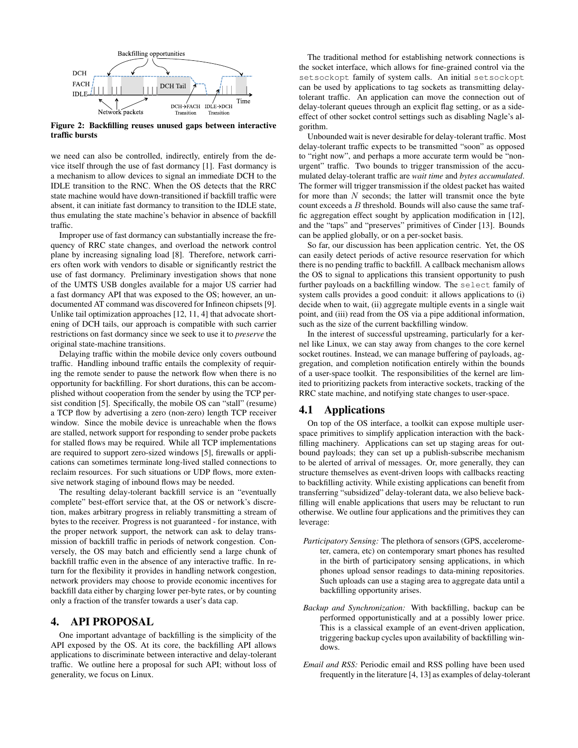Backfilling opportunities

DCH

FACH

IDLE

DCH Tail

Network packets

DCH→FACH Transition

IDLE→DCH Transition

Time

**Figure 2: Backfilling reuses unused gaps between interactive traffic bursts**

we need can also be controlled, indirectly, entirely from the device itself through the use of fast dormancy [1]. Fast dormancy is a mechanism to allow devices to signal an immediate DCH to the IDLE transition to the RNC. When the OS detects that the RRC state machine would have down-transitioned if backfill traffic were absent, it can initiate fast dormancy to transition to the IDLE state, thus emulating the state machine's behavior in absence of backfill traffic.

Improper use of fast dormancy can substantially increase the frequency of RRC state changes, and overload the network control plane by increasing signaling load [8]. Therefore, network carriers often work with vendors to disable or significantly restrict the use of fast dormancy. Preliminary investigation shows that none of the UMTS USB dongles available for a major US carrier had a fast dormancy API that was exposed to the OS; however, an undocumented AT command was discovered for Infineon chipsets [9]. Unlike tail optimization approaches [12, 11, 4] that advocate shortening of DCH tails, our approach is compatible with such carrier restrictions on fast dormancy since we use it to *preserve* the original state-machine transitions.

Delaying traffic within the mobile device only covers outbound traffic. Handling inbound traffic entails the complexity of requiring the remote sender to pause the network flow when there is no opportunity for backfilling. For short durations, this can be accomplished without cooperation from the sender by using the TCP persist condition [5]. Specifically, the mobile OS can "stall" (resume) a TCP flow by advertising a zero (non-zero) length TCP receiver window. Since the mobile device is unreachable when the flows are stalled, network support for responding to sender probe packets for stalled flows may be required. While all TCP implementations are required to support zero-sized windows [5], firewalls or applications can sometimes terminate long-lived stalled connections to reclaim resources. For such situations or UDP flows, more extensive network staging of inbound flows may be needed.

The resulting delay-tolerant backfill service is an "eventually complete" best-effort service that, at the OS or network's discretion, makes arbitrary progress in reliably transmitting a stream of bytes to the receiver. Progress is not guaranteed - for instance, with the proper network support, the network can ask to delay transmission of backfill traffic in periods of network congestion. Conversely, the OS may batch and efficiently send a large chunk of backfill traffic even in the absence of any interactive traffic. In return for the flexibility it provides in handling network congestion, network providers may choose to provide economic incentives for backfill data either by charging lower per-byte rates, or by counting only a fraction of the transfer towards a user's data cap.

## 4. API PROPOSAL

One important advantage of backfilling is the simplicity of the API exposed by the OS. At its core, the backfilling API allows applications to discriminate between interactive and delay-tolerant traffic. We outline here a proposal for such API; without loss of generality, we focus on Linux.

The traditional method for establishing network connections is the socket interface, which allows for fine-grained control via the `setsockopt` family of system calls. An initial `setsockopt` can be used by applications to tag sockets as transmitting delay-tolerant traffic. An application can move the connection out of delay-tolerant queues through an explicit flag setting, or as a side-effect of other socket control settings such as disabling Nagle's algorithm.

Unbounded wait is never desirable for delay-tolerant traffic. Most delay-tolerant traffic expects to be transmitted "soon" as opposed to "right now", and perhaps a more accurate term would be "non-urgent" traffic. Two bounds to trigger transmission of the accumulated delay-tolerant traffic are *wait time* and *bytes accumulated*. The former will trigger transmission if the oldest packet has waited for more than $N$ seconds; the latter will transmit once the byte count exceeds a $B$ threshold. Bounds will also cause the same traffic aggregation effect sought by application modification in [12], and the "taps" and "preserves" primitives of Cinder [13]. Bounds can be applied globally, or on a per-socket basis.

So far, our discussion has been application centric. Yet, the OS can easily detect periods of active resource reservation for which there is no pending traffic to backfill. A callback mechanism allows the OS to signal to applications this transient opportunity to push further payloads on a backfilling window. The `select` family of system calls provides a good conduit: it allows applications to (i) decide when to wait, (ii) aggregate multiple events in a single wait point, and (iii) read from the OS via a pipe additional information, such as the size of the current backfilling window.

In the interest of successful upstreaming, particularly for a kernel like Linux, we can stay away from changes to the core kernel socket routines. Instead, we can manage buffering of payloads, aggregation, and completion notification entirely within the bounds of a user-space toolkit. The responsibilities of the kernel are limited to prioritizing packets from interactive sockets, tracking of the RRC state machine, and notifying state changes to user-space.

### 4.1 Applications

On top of the OS interface, a toolkit can expose multiple user-space primitives to simplify application interaction with the backfilling machinery. Applications can set up staging areas for outbound payloads; they can set up a publish-subscribe mechanism to be alerted of arrival of messages. Or, more generally, they can structure themselves as event-driven loops with callbacks reacting to backfilling activity. While existing applications can benefit from transferring "subsidized" delay-tolerant data, we also believe backfilling will enable applications that users may be reluctant to run otherwise. We outline four applications and the primitives they can leverage:

*Participatory Sensing:* The plethora of sensors (GPS, accelerometer, camera, etc) on contemporary smart phones has resulted in the birth of participatory sensing applications, in which phones upload sensor readings to data-mining repositories. Such uploads can use a staging area to aggregate data until a backfilling opportunity arises.

*Backup and Synchronization:* With backfilling, backup can be performed opportunistically and at a possibly lower price. This is a classical example of an event-driven application, triggering backup cycles upon availability of backfilling windows.

*Email and RSS:* Periodic email and RSS polling have been used frequently in the literature [4, 13] as examples of delay-tolerant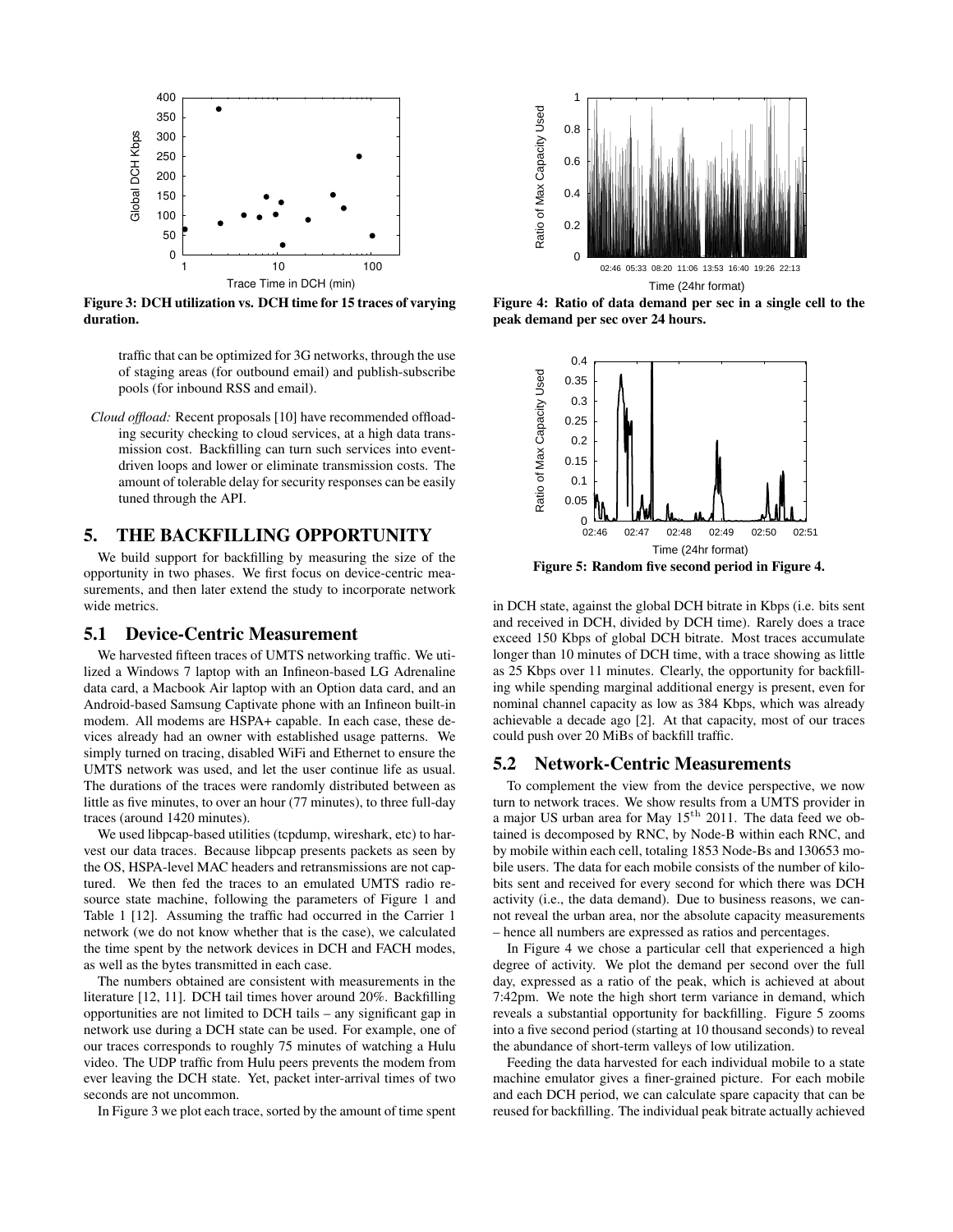Figure 3: DCH utilization vs. DCH time for 15 traces of varying duration.

Figure 4: Ratio of data demand per sec in a single cell to the peak demand per sec over 24 hours.

Figure 5: Random five second period in Figure 4.

traffic that can be optimized for 3G networks, through the use of staging areas (for outbound email) and publish-subscribe pools (for inbound RSS and email).

*Cloud offload:* Recent proposals [10] have recommended offloading security checking to cloud services, at a high data transmission cost. Backfilling can turn such services into event-driven loops and lower or eliminate transmission costs. The amount of tolerable delay for security responses can be easily tuned through the API.

## 5. THE BACKFILLING OPPORTUNITY

We build support for backfilling by measuring the size of the opportunity in two phases. We first focus on device-centric measurements, and then later extend the study to incorporate network wide metrics.

### 5.1 Device-Centric Measurement

We harvested fifteen traces of UMTS networking traffic. We utilized a Windows 7 laptop with an Infineon-based LG Adrenaline data card, a Macbook Air laptop with an Option data card, and an Android-based Samsung Captivate phone with an Infineon built-in modem. All modems are HSPA+ capable. In each case, these devices already had an owner with established usage patterns. We simply turned on tracing, disabled WiFi and Ethernet to ensure the UMTS network was used, and let the user continue life as usual. The durations of the traces were randomly distributed between as little as five minutes, to over an hour (77 minutes), to three full-day traces (around 1420 minutes).

We used libpcap-based utilities (tcpdump, wireshark, etc) to harvest our data traces. Because libpcap presents packets as seen by the OS, HSPA-level MAC headers and retransmissions are not captured. We then fed the traces to an emulated UMTS radio resource state machine, following the parameters of Figure 1 and Table 1 [12]. Assuming the traffic had occurred in the Carrier 1 network (we do not know whether that is the case), we calculated the time spent by the network devices in DCH and FACH modes, as well as the bytes transmitted in each case.

The numbers obtained are consistent with measurements in the literature [12, 11]. DCH tail times hover around 20%. Backfilling opportunities are not limited to DCH tails – any significant gap in network use during a DCH state can be used. For example, one of our traces corresponds to roughly 75 minutes of watching a Hulu video. The UDP traffic from Hulu peers prevents the modem from ever leaving the DCH state. Yet, packet inter-arrival times of two seconds are not uncommon.

In Figure 3 we plot each trace, sorted by the amount of time spent in DCH state, against the global DCH bitrate in Kbps (i.e. bits sent and received in DCH, divided by DCH time). Rarely does a trace exceed 150 Kbps of global DCH bitrate. Most traces accumulate longer than 10 minutes of DCH time, with a trace showing as little as 25 Kbps over 11 minutes. Clearly, the opportunity for backfilling while spending marginal additional energy is present, even for nominal channel capacity as low as 384 Kbps, which was already achievable a decade ago [2]. At that capacity, most of our traces could push over 20 MiBs of backfill traffic.

### 5.2 Network-Centric Measurements

To complement the view from the device perspective, we now turn to network traces. We show results from a UMTS provider in a major US urban area for May $15^{th}$ 2011. The data feed we obtained is decomposed by RNC, by Node-B within each RNC, and by mobile within each cell, totaling 1853 Node-Bs and 130653 mobile users. The data for each mobile consists of the number of kilobits sent and received for every second for which there was DCH activity (i.e., the data demand). Due to business reasons, we cannot reveal the urban area, nor the absolute capacity measurements – hence all numbers are expressed as ratios and percentages.

In Figure 4 we chose a particular cell that experienced a high degree of activity. We plot the demand per second over the full day, expressed as a ratio of the peak, which is achieved at about 7:42pm. We note the high short term variance in demand, which reveals a substantial opportunity for backfilling. Figure 5 zooms into a five second period (starting at 10 thousand seconds) to reveal the abundance of short-term valleys of low utilization.

Feeding the data harvested for each individual mobile to a state machine emulator gives a finer-grained picture. For each mobile and each DCH period, we can calculate spare capacity that can be reused for backfilling. The individual peak bitrate actually achieved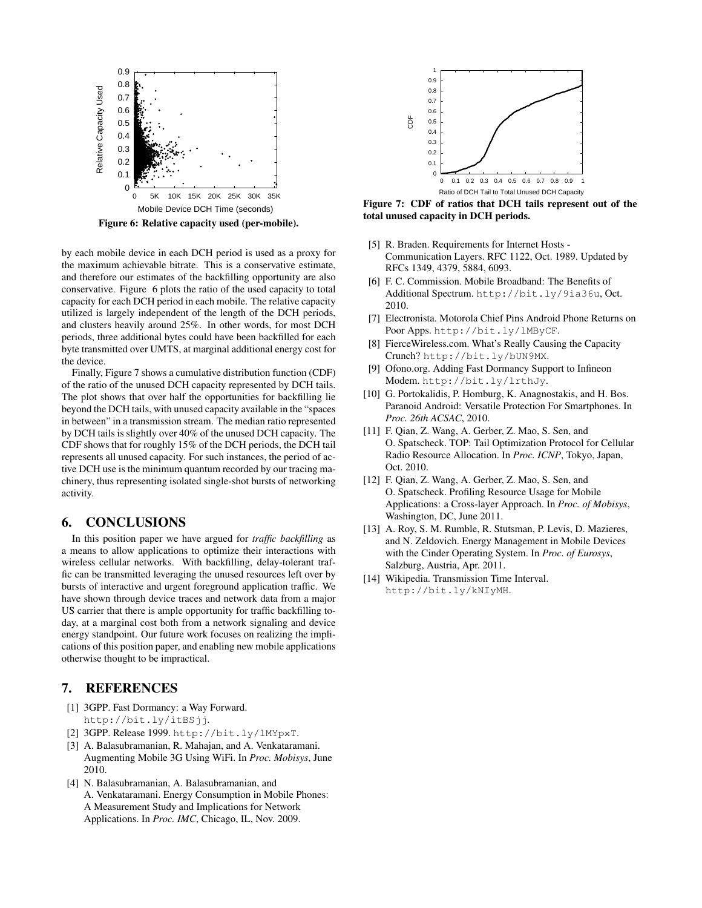0.9
0.8
0.7
0.6
0.5
0.4
0.3
0.2
0.1
0

Relative Capacity Used

0 5K 10K 15K 20K 25K 30K 35K

Mobile Device DCH Time (seconds)

**Figure 6: Relative capacity used (per-mobile).**

by each mobile device in each DCH period is used as a proxy for the maximum achievable bitrate. This is a conservative estimate, and therefore our estimates of the backfilling opportunity are also conservative. Figure 6 plots the ratio of the used capacity to total capacity for each DCH period in each mobile. The relative capacity utilized is largely independent of the length of the DCH periods, and clusters heavily around 25%. In other words, for most DCH periods, three additional bytes could have been backfilled for each byte transmitted over UMTS, at marginal additional energy cost for the device.

Finally, Figure 7 shows a cumulative distribution function (CDF) of the ratio of the unused DCH capacity represented by DCH tails. The plot shows that over half the opportunities for backfilling lie beyond the DCH tails, with unused capacity available in the "spaces in between" in a transmission stream. The median ratio represented by DCH tails is slightly over 40% of the unused DCH capacity. The CDF shows that for roughly 15% of the DCH periods, the DCH tail represents all unused capacity. For such instances, the period of active DCH use is the minimum quantum recorded by our tracing machinery, thus representing isolated single-shot bursts of networking activity.

## 6. CONCLUSIONS

In this position paper we have argued for *traffic backfilling* as a means to allow applications to optimize their interactions with wireless cellular networks. With backfilling, delay-tolerant traffic can be transmitted leveraging the unused resources left over by bursts of interactive and urgent foreground application traffic. We have shown through device traces and network data from a major US carrier that there is ample opportunity for traffic backfilling today, at a marginal cost both from a network signaling and device energy standpoint. Our future work focuses on realizing the implications of this position paper, and enabling new mobile applications otherwise thought to be impractical.

## 7. REFERENCES

[1] 3GPP. Fast Dormancy: a Way Forward. http://bit.ly/itBSjj.

[2] 3GPP. Release 1999. http://bit.ly/lMYpxT.

[3] A. Balasubramanian, R. Mahajan, and A. Venkataramani. Augmenting Mobile 3G Using WiFi. In *Proc. Mobisys*, June 2010.

[4] N. Balasubramanian, A. Balasubramanian, and A. Venkataramani. Energy Consumption in Mobile Phones: A Measurement Study and Implications for Network Applications. In *Proc. IMC*, Chicago, IL, Nov. 2009.

1
0.9
0.8
0.7
0.6
0.5
0.4
0.3
0.2
0.1
0

CDF

0 0.1 0.2 0.3 0.4 0.5 0.6 0.7 0.8 0.9 1

Ratio of DCH Tail to Total Unused DCH Capacity

**Figure 7: CDF of ratios that DCH tails represent out of the total unused capacity in DCH periods.**

[5] R. Braden. Requirements for Internet Hosts - Communication Layers. RFC 1122, Oct. 1989. Updated by RFCs 1349, 4379, 5884, 6093.

[6] F. C. Commission. Mobile Broadband: The Benefits of Additional Spectrum. http://bit.ly/9ia36u, Oct. 2010.

[7] Electronista. Motorola Chief Pins Android Phone Returns on Poor Apps. http://bit.ly/lMByCF.

[8] FierceWireless.com. What's Really Causing the Capacity Crunch? http://bit.ly/bUN9MX.

[9] Ofono.org. Adding Fast Dormancy Support to Infineon Modem. http://bit.ly/lrthJy.

[10] G. Portokalidis, P. Homburg, K. Anagnostakis, and H. Bos. Paranoid Android: Versatile Protection For Smartphones. In *Proc. 26th ACSAC*, 2010.

[11] F. Qian, Z. Wang, A. Gerber, Z. Mao, S. Sen, and O. Spatscheck. TOP: Tail Optimization Protocol for Cellular Radio Resource Allocation. In *Proc. ICNP*, Tokyo, Japan, Oct. 2010.

[12] F. Qian, Z. Wang, A. Gerber, Z. Mao, S. Sen, and O. Spatscheck. Profiling Resource Usage for Mobile Applications: a Cross-layer Approach. In *Proc. of Mobisys*, Washington, DC, June 2011.

[13] A. Roy, S. M. Rumble, R. Stutsman, P. Levis, D. Mazieres, and N. Zeldovich. Energy Management in Mobile Devices with the Cinder Operating System. In *Proc. of Eurosys*, Salzburg, Austria, Apr. 2011.

[14] Wikipedia. Transmission Time Interval. http://bit.ly/kNIyMH.